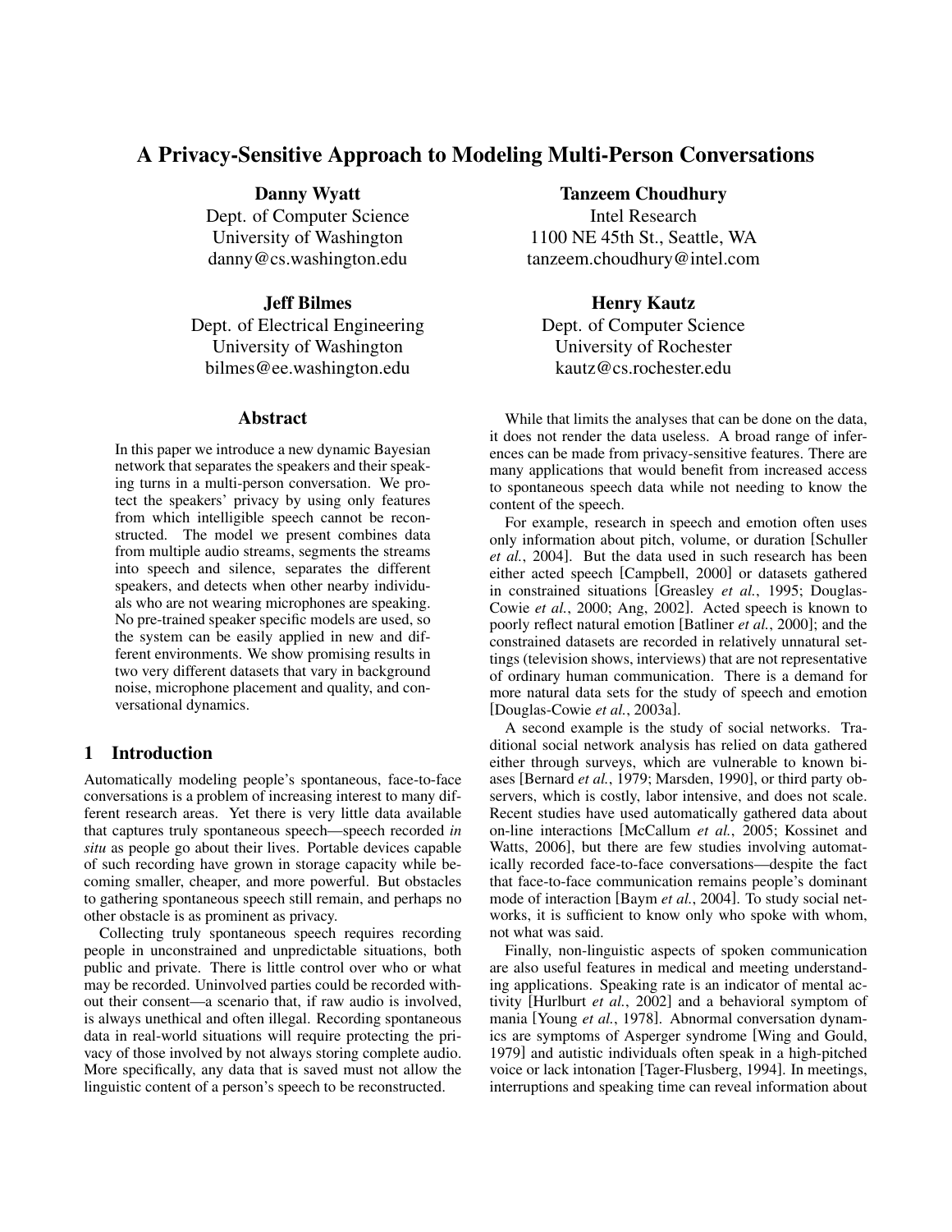# A Privacy-Sensitive Approach to Modeling Multi-Person Conversations

**Danny Wyatt**
Dept. of Computer Science
University of Washington
danny@cs.washington.edu

**Tanzeem Choudhury**
Intel Research
1100 NE 45th St., Seattle, WA
tanzeem.choudhury@intel.com

**Jeff Bilmes**
Dept. of Electrical Engineering
University of Washington
bilmes@ee.washington.edu

**Henry Kautz**
Dept. of Computer Science
University of Rochester
kautz@cs.rochester.edu

## Abstract

In this paper we introduce a new dynamic Bayesian network that separates the speakers and their speaking turns in a multi-person conversation. We protect the speakers' privacy by using only features from which intelligible speech cannot be reconstructed. The model we present combines data from multiple audio streams, segments the streams into speech and silence, separates the different speakers, and detects when other nearby individuals who are not wearing microphones are speaking. No pre-trained speaker specific models are used, so the system can be easily applied in new and different environments. We show promising results in two very different datasets that vary in background noise, microphone placement and quality, and conversational dynamics.

## 1 Introduction

Automatically modeling people's spontaneous, face-to-face conversations is a problem of increasing interest to many different research areas. Yet there is very little data available that captures truly spontaneous speech—speech recorded *in situ* as people go about their lives. Portable devices capable of such recording have grown in storage capacity while becoming smaller, cheaper, and more powerful. But obstacles to gathering spontaneous speech still remain, and perhaps no other obstacle is as prominent as privacy.

Collecting truly spontaneous speech requires recording people in unconstrained and unpredictable situations, both public and private. There is little control over who or what may be recorded. Uninvolved parties could be recorded without their consent—a scenario that, if raw audio is involved, is always unethical and often illegal. Recording spontaneous data in real-world situations will require protecting the privacy of those involved by not always storing complete audio. More specifically, any data that is saved must not allow the linguistic content of a person's speech to be reconstructed.

While that limits the analyses that can be done on the data, it does not render the data useless. A broad range of inferences can be made from privacy-sensitive features. There are many applications that would benefit from increased access to spontaneous speech data while not needing to know the content of the speech.

For example, research in speech and emotion often uses only information about pitch, volume, or duration [Schuller *et al.*, 2004]. But the data used in such research has been either acted speech [Campbell, 2000] or datasets gathered in constrained situations [Greasley *et al.*, 1995; Douglas-Cowie *et al.*, 2000; Ang, 2002]. Acted speech is known to poorly reflect natural emotion [Batliner *et al.*, 2000]; and the constrained datasets are recorded in relatively unnatural settings (television shows, interviews) that are not representative of ordinary human communication. There is a demand for more natural data sets for the study of speech and emotion [Douglas-Cowie *et al.*, 2003a].

A second example is the study of social networks. Traditional social network analysis has relied on data gathered either through surveys, which are vulnerable to known biases [Bernard *et al.*, 1979; Marsden, 1990], or third party observers, which is costly, labor intensive, and does not scale. Recent studies have used automatically gathered data about on-line interactions [McCallum *et al.*, 2005; Kossinet and Watts, 2006], but there are few studies involving automatically recorded face-to-face conversations—despite the fact that face-to-face communication remains people's dominant mode of interaction [Baym *et al.*, 2004]. To study social networks, it is sufficient to know only who spoke with whom, not what was said.

Finally, non-linguistic aspects of spoken communication are also useful features in medical and meeting understanding applications. Speaking rate is an indicator of mental activity [Hurlburt *et al.*, 2002] and a behavioral symptom of mania [Young *et al.*, 1978]. Abnormal conversation dynamics are symptoms of Asperger syndrome [Wing and Gould, 1979] and autistic individuals often speak in a high-pitched voice or lack intonation [Tager-Flusberg, 1994]. In meetings, interruptions and speaking time can reveal information about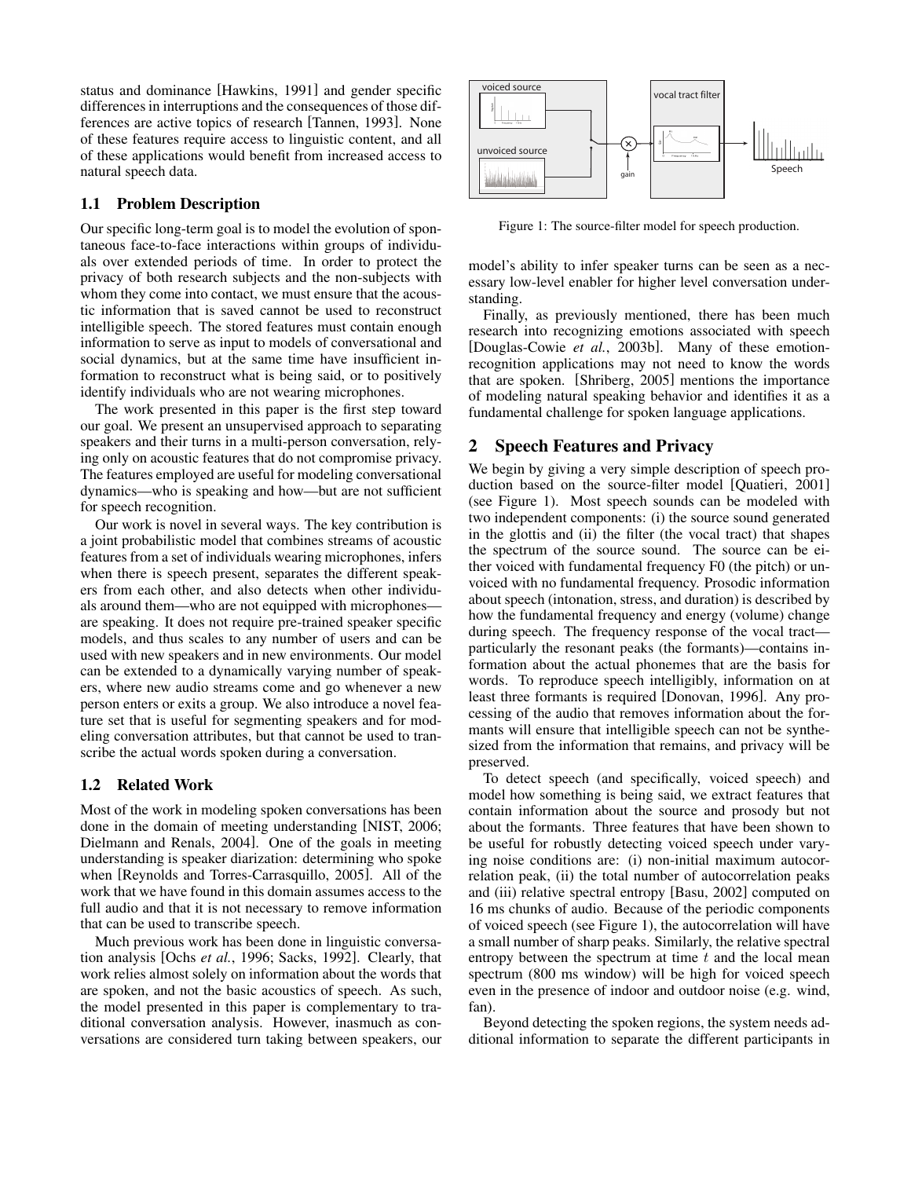status and dominance [Hawkins, 1991] and gender specific differences in interruptions and the consequences of those differences are active topics of research [Tannen, 1993]. None of these features require access to linguistic content, and all of these applications would benefit from increased access to natural speech data.

### 1.1 Problem Description

Our specific long-term goal is to model the evolution of spontaneous face-to-face interactions within groups of individuals over extended periods of time. In order to protect the privacy of both research subjects and the non-subjects with whom they come into contact, we must ensure that the acoustic information that is saved cannot be used to reconstruct intelligible speech. The stored features must contain enough information to serve as input to models of conversational and social dynamics, but at the same time have insufficient information to reconstruct what is being said, or to positively identify individuals who are not wearing microphones.

The work presented in this paper is the first step toward our goal. We present an unsupervised approach to separating speakers and their turns in a multi-person conversation, relying only on acoustic features that do not compromise privacy. The features employed are useful for modeling conversational dynamics—who is speaking and how—but are not sufficient for speech recognition.

Our work is novel in several ways. The key contribution is a joint probabilistic model that combines streams of acoustic features from a set of individuals wearing microphones, infers when there is speech present, separates the different speakers from each other, and also detects when other individuals around them—who are not equipped with microphones—are speaking. It does not require pre-trained speaker specific models, and thus scales to any number of users and can be used with new speakers and in new environments. Our model can be extended to a dynamically varying number of speakers, where new audio streams come and go whenever a new person enters or exits a group. We also introduce a novel feature set that is useful for segmenting speakers and for modeling conversation attributes, but that cannot be used to transcribe the actual words spoken during a conversation.

### 1.2 Related Work

Most of the work in modeling spoken conversations has been done in the domain of meeting understanding [NIST, 2006; Dielmann and Renals, 2004]. One of the goals in meeting understanding is speaker diarization: determining who spoke when [Reynolds and Torres-Carrasquillo, 2005]. All of the work that we have found in this domain assumes access to the full audio and that it is not necessary to remove information that can be used to transcribe speech.

Much previous work has been done in linguistic conversation analysis [Ochs *et al.*, 1996; Sacks, 1992]. Clearly, that work relies almost solely on information about the words that are spoken, and not the basic acoustics of speech. As such, the model presented in this paper is complementary to traditional conversation analysis. However, inasmuch as conversations are considered turn taking between speakers, our model's ability to infer speaker turns can be seen as a necessary low-level enabler for higher level conversation understanding.

Finally, as previously mentioned, there has been much research into recognizing emotions associated with speech [Douglas-Cowie *et al.*, 2003b]. Many of these emotion-recognition applications may not need to know the words that are spoken. [Shriberg, 2005] mentions the importance of modeling natural speaking behavior and identifies it as a fundamental challenge for spoken language applications.

Figure 1: The source-filter model for speech production.

## 2 Speech Features and Privacy

We begin by giving a very simple description of speech production based on the source-filter model [Quatieri, 2001] (see Figure 1). Most speech sounds can be modeled with two independent components: (i) the source sound generated in the glottis and (ii) the filter (the vocal tract) that shapes the spectrum of the source sound. The source can be either voiced with fundamental frequency F0 (the pitch) or unvoiced with no fundamental frequency. Prosodic information about speech (intonation, stress, and duration) is described by how the fundamental frequency and energy (volume) change during speech. The frequency response of the vocal tract—particularly the resonant peaks (the formants)—contains information about the actual phonemes that are the basis for words. To reproduce speech intelligibly, information on at least three formants is required [Donovan, 1996]. Any processing of the audio that removes information about the formants will ensure that intelligible speech can not be synthesized from the information that remains, and privacy will be preserved.

To detect speech (and specifically, voiced speech) and model how something is being said, we extract features that contain information about the source and prosody but not about the formants. Three features that have been shown to be useful for robustly detecting voiced speech under varying noise conditions are: (i) non-initial maximum autocorrelation peak, (ii) the total number of autocorrelation peaks and (iii) relative spectral entropy [Basu, 2002] computed on 16 ms chunks of audio. Because of the periodic components of voiced speech (see Figure 1), the autocorrelation will have a small number of sharp peaks. Similarly, the relative spectral entropy between the spectrum at time $t$ and the local mean spectrum (800 ms window) will be high for voiced speech even in the presence of indoor and outdoor noise (e.g. wind, fan).

Beyond detecting the spoken regions, the system needs additional information to separate the different participants in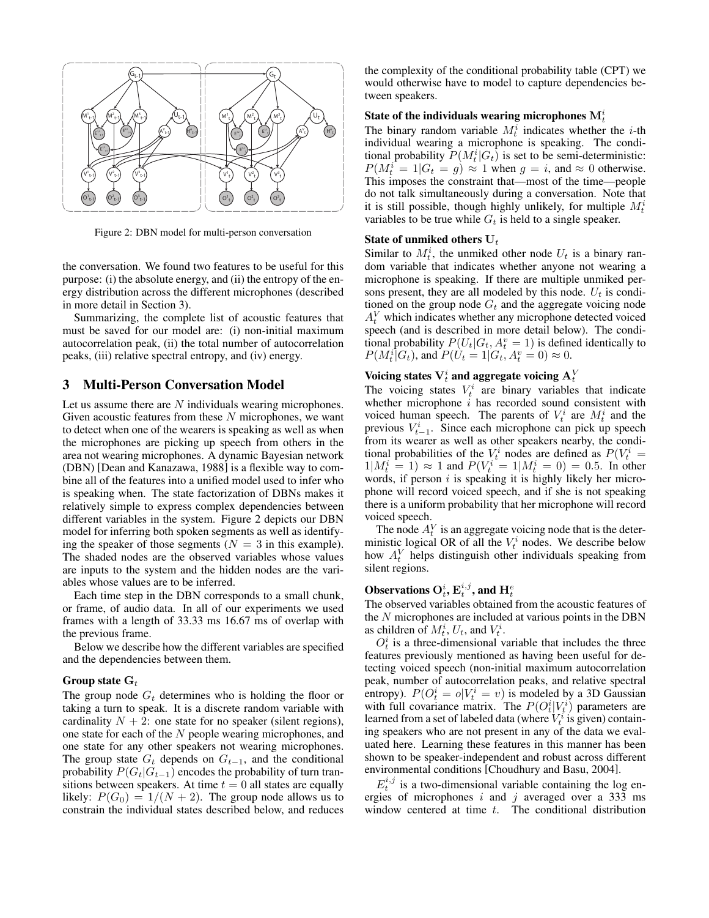Figure 2: DBN model for multi-person conversation

the conversation. We found two features to be useful for this purpose: (i) the absolute energy, and (ii) the entropy of the energy distribution across the different microphones (described in more detail in Section 3).

Summarizing, the complete list of acoustic features that must be saved for our model are: (i) non-initial maximum autocorrelation peak, (ii) the total number of autocorrelation peaks, (iii) relative spectral entropy, and (iv) energy.

## 3 Multi-Person Conversation Model

Let us assume there are $N$ individuals wearing microphones. Given acoustic features from these $N$ microphones, we want to detect when one of the wearers is speaking as well as when the microphones are picking up speech from others in the area not wearing microphones. A dynamic Bayesian network (DBN) [Dean and Kanazawa, 1988] is a flexible way to combine all of the features into a unified model used to infer who is speaking when. The state factorization of DBNs makes it relatively simple to express complex dependencies between different variables in the system. Figure 2 depicts our DBN model for inferring both spoken segments as well as identifying the speaker of those segments ($N = 3$ in this example). The shaded nodes are the observed variables whose values are inputs to the system and the hidden nodes are the variables whose values are to be inferred.

Each time step in the DBN corresponds to a small chunk, or frame, of audio data. In all of our experiments we used frames with a length of 33.33 ms 16.67 ms of overlap with the previous frame.

Below we describe how the different variables are specified and the dependencies between them.

### Group state $\mathbf{G}_t$

The group node $G_t$ determines who is holding the floor or taking a turn to speak. It is a discrete random variable with cardinality $N + 2$: one state for no speaker (silent regions), one state for each of the $N$ people wearing microphones, and one state for any other speakers not wearing microphones. The group state $G_t$ depends on $G_{t-1}$, and the conditional probability $P(G_t|G_{t-1})$ encodes the probability of turn transitions between speakers. At time $t = 0$ all states are equally likely: $P(G_0) = 1/(N + 2)$. The group node allows us to constrain the individual states described below, and reduces the complexity of the conditional probability table (CPT) we would otherwise have to model to capture dependencies between speakers.

### State of the individuals wearing microphones $\mathbf{M}_t^i$

The binary random variable $M_t^i$ indicates whether the $i$-th individual wearing a microphone is speaking. The conditional probability $P(M_t^i|G_t)$ is set to be semi-deterministic: $P(M_t^i = 1|G_t = g) \approx 1$ when $g = i$, and $\approx 0$ otherwise. This imposes the constraint that—most of the time—people do not talk simultaneously during a conversation. Note that it is still possible, though highly unlikely, for multiple $M_t^i$ variables to be true while $G_t$ is held to a single speaker.

### State of unmiked others $\mathbf{U}_t$

Similar to $M_t^i$, the unmiked other node $U_t$ is a binary random variable that indicates whether anyone not wearing a microphone is speaking. If there are multiple unmiked persons present, they are all modeled by this node. $U_t$ is conditioned on the group node $G_t$ and the aggregate voicing node $A_t^V$ which indicates whether any microphone detected voiced speech (and is described in more detail below). The conditional probability $P(U_t|G_t, A_t^v = 1)$ is defined identically to $P(M_t^i|G_t)$, and $P(U_t = 1|G_t, A_t^v = 0) \approx 0$.

### Voicing states $\mathbf{V}_t^i$ and aggregate voicing $\mathbf{A}_t^V$

The voicing states $V_t^i$ are binary variables that indicate whether microphone $i$ has recorded sound consistent with voiced human speech. The parents of $V_t^i$ are $M_t^i$ and the previous $V_{t-1}^i$. Since each microphone can pick up speech from its wearer as well as other speakers nearby, the conditional probabilities of the $V_t^i$ nodes are defined as $P(V_t^i = 1|M_t^i = 1) \approx 1$ and $P(V_t^i = 1|M_t^i = 0) = 0.5$. In other words, if person $i$ is speaking it is highly likely her microphone will record voiced speech, and if she is not speaking there is a uniform probability that her microphone will record voiced speech.

The node $A_t^V$ is an aggregate voicing node that is the deterministic logical OR of all the $V_t^i$ nodes. We describe below how $A_t^V$ helps distinguish other individuals speaking from silent regions.

### Observations $\mathbf{O}_t^i$, $\mathbf{E}_t^{i,j}$, and $\mathbf{H}_t^e$

The observed variables obtained from the acoustic features of the $N$ microphones are included at various points in the DBN as children of $M_t^i$, $U_t$, and $V_t^i$.

$O_t^i$ is a three-dimensional variable that includes the three features previously mentioned as having been useful for detecting voiced speech (non-initial maximum autocorrelation peak, number of autocorrelation peaks, and relative spectral entropy). $P(O_t^i = o|V_t^i = v)$ is modeled by a 3D Gaussian with full covariance matrix. The $P(O_t^i|V_t^i)$ parameters are learned from a set of labeled data (where $V_t^i$ is given) containing speakers who are not present in any of the data we evaluated here. Learning these features in this manner has been shown to be speaker-independent and robust across different environmental conditions [Choudhury and Basu, 2004].

$E_t^{i,j}$ is a two-dimensional variable containing the log energies of microphones $i$ and $j$ averaged over a 333 ms window centered at time $t$. The conditional distribution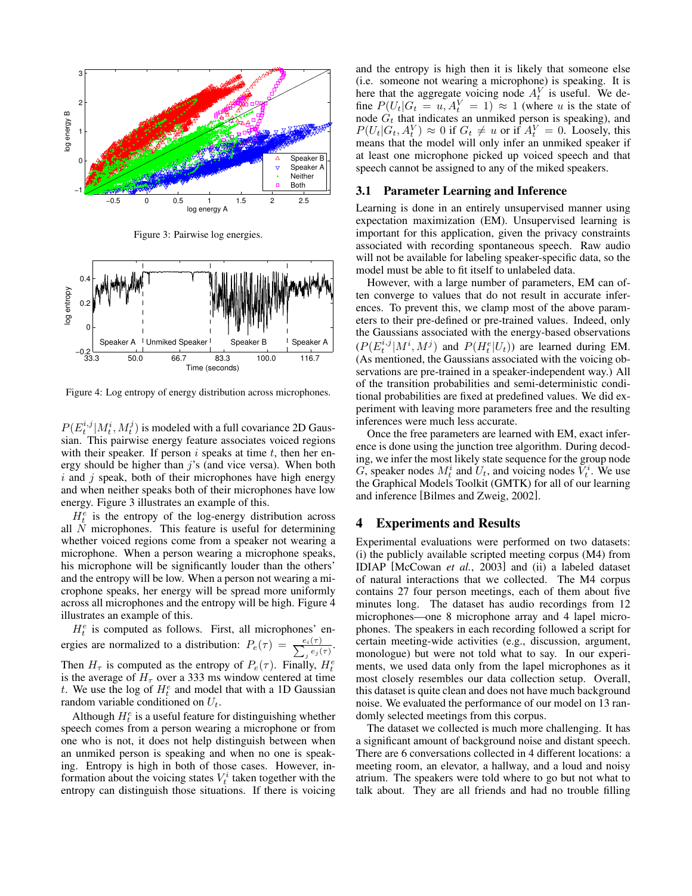Figure 3: Pairwise log energies.

Figure 4: Log entropy of energy distribution across microphones.

$P(E_t^{i,j}|M_t^i, M_t^j)$ is modeled with a full covariance 2D Gaussian. This pairwise energy feature associates voiced regions with their speaker. If person $i$ speaks at time $t$, then her energy should be higher than $j$'s (and vice versa). When both $i$ and $j$ speak, both of their microphones have high energy and when neither speaks both of their microphones have low energy. Figure 3 illustrates an example of this.

$H_t^e$ is the entropy of the log-energy distribution across all $N$ microphones. This feature is useful for determining whether voiced regions come from a speaker not wearing a microphone. When a person wearing a microphone speaks, his microphone will be significantly louder than the others' and the entropy will be low. When a person not wearing a microphone speaks, her energy will be spread more uniformly across all microphones and the entropy will be high. Figure 4 illustrates an example of this.

$H_t^e$ is computed as follows. First, all microphones' energies are normalized to a distribution: $P_e(\tau) = \frac{e_i(\tau)}{\sum_j e_j(\tau)}$. Then $H_\tau$ is computed as the entropy of $P_e(\tau)$. Finally, $H_t^e$ is the average of $H_\tau$ over a 333 ms window centered at time $t$. We use the log of $H_t^e$ and model that with a 1D Gaussian random variable conditioned on $U_t$.

Although $H_t^e$ is a useful feature for distinguishing whether speech comes from a person wearing a microphone or from one who is not, it does not help distinguish between when an unmiked person is speaking and when no one is speaking. Entropy is high in both of those cases. However, information about the voicing states $V_t^i$ taken together with the entropy can distinguish those situations. If there is voicing and the entropy is high then it is likely that someone else (i.e. someone not wearing a microphone) is speaking. It is here that the aggregate voicing node $A_t^V$ is useful. We define $P(U_t|G_t = u, A_t^V = 1) \approx 1$ (where $u$ is the state of node $G_t$ that indicates an unmiked person is speaking), and $P(U_t|G_t, A_t^V) \approx 0$ if $G_t \neq u$ or if $A_t^V = 0$. Loosely, this means that the model will only infer an unmiked speaker if at least one microphone picked up voiced speech and that speech cannot be assigned to any of the miked speakers.

### 3.1 Parameter Learning and Inference

Learning is done in an entirely unsupervised manner using expectation maximization (EM). Unsupervised learning is important for this application, given the privacy constraints associated with recording spontaneous speech. Raw audio will not be available for labeling speaker-specific data, so the model must be able to fit itself to unlabeled data.

However, with a large number of parameters, EM can often converge to values that do not result in accurate inferences. To prevent this, we clamp most of the above parameters to their pre-defined or pre-trained values. Indeed, only the Gaussians associated with the energy-based observations ($P(E_t^{i,j}|M^i, M^j)$ and $P(H_t^e|U_t)$) are learned during EM. (As mentioned, the Gaussians associated with the voicing observations are pre-trained in a speaker-independent way.) All of the transition probabilities and semi-deterministic conditional probabilities are fixed at predefined values. We did experiment with leaving more parameters free and the resulting inferences were much less accurate.

Once the free parameters are learned with EM, exact inference is done using the junction tree algorithm. During decoding, we infer the most likely state sequence for the group node $G$, speaker nodes $M_t^i$ and $U_t$, and voicing nodes $V_t^i$. We use the Graphical Models Toolkit (GMTK) for all of our learning and inference [Bilmes and Zweig, 2002].

## 4 Experiments and Results

Experimental evaluations were performed on two datasets: (i) the publicly available scripted meeting corpus (M4) from IDIAP [McCowan *et al.*, 2003] and (ii) a labeled dataset of natural interactions that we collected. The M4 corpus contains 27 four person meetings, each of them about five minutes long. The dataset has audio recordings from 12 microphones—one 8 microphone array and 4 lapel microphones. The speakers in each recording followed a script for certain meeting-wide activities (e.g., discussion, argument, monologue) but were not told what to say. In our experiments, we used data only from the lapel microphones as it most closely resembles our data collection setup. Overall, this dataset is quite clean and does not have much background noise. We evaluated the performance of our model on 13 randomly selected meetings from this corpus.

The dataset we collected is much more challenging. It has a significant amount of background noise and distant speech. There are 6 conversations collected in 4 different locations: a meeting room, an elevator, a hallway, and a loud and noisy atrium. The speakers were told where to go but not what to talk about. They are all friends and had no trouble filling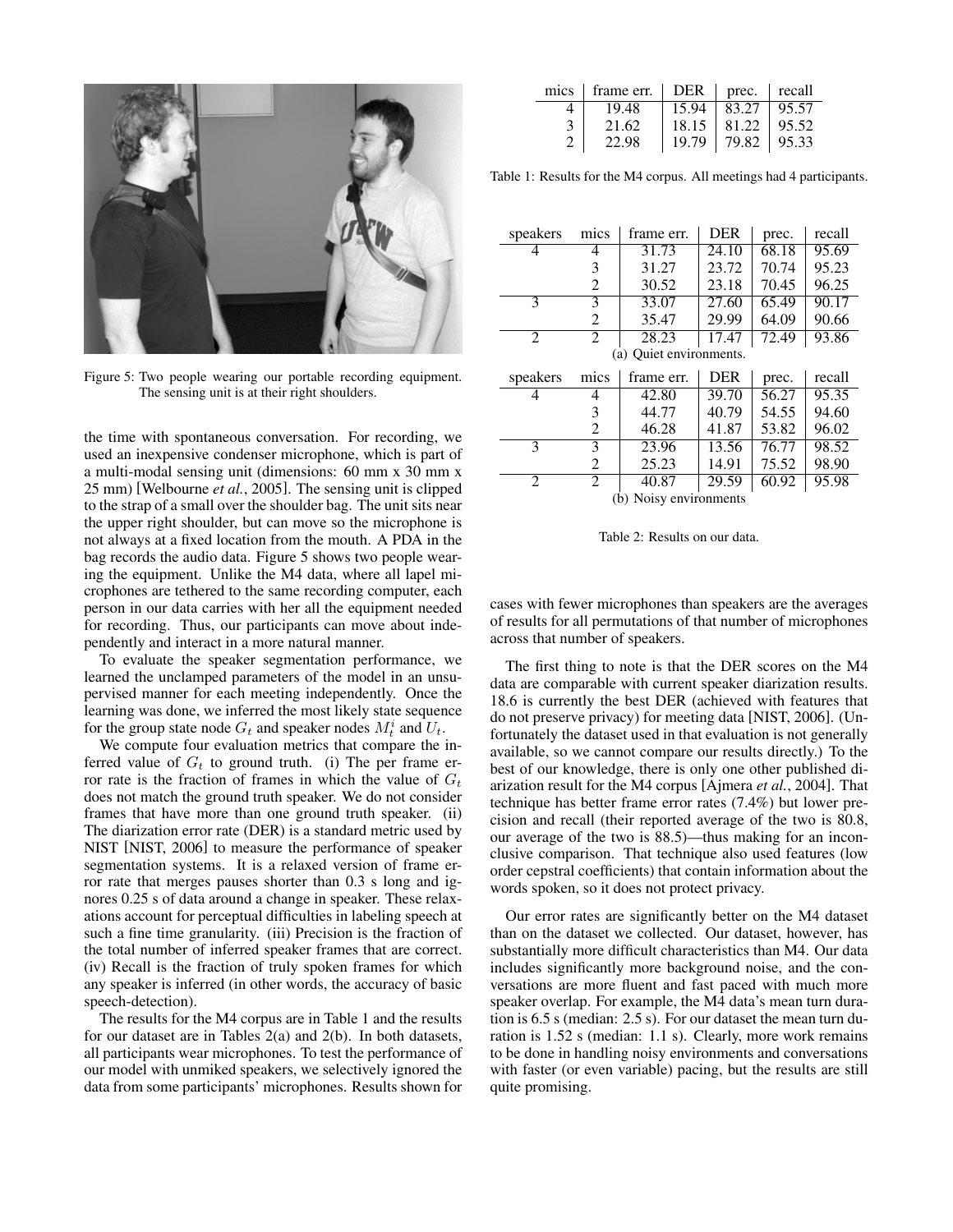Figure 5: Two people wearing our portable recording equipment. The sensing unit is at their right shoulders.

the time with spontaneous conversation. For recording, we used an inexpensive condenser microphone, which is part of a multi-modal sensing unit (dimensions: 60 mm x 30 mm x 25 mm) [Welbourne *et al.*, 2005]. The sensing unit is clipped to the strap of a small over the shoulder bag. The unit sits near the upper right shoulder, but can move so the microphone is not always at a fixed location from the mouth. A PDA in the bag records the audio data. Figure 5 shows two people wearing the equipment. Unlike the M4 data, where all lapel microphones are tethered to the same recording computer, each person in our data carries with her all the equipment needed for recording. Thus, our participants can move about independently and interact in a more natural manner.

To evaluate the speaker segmentation performance, we learned the unclamped parameters of the model in an unsupervised manner for each meeting independently. Once the learning was done, we inferred the most likely state sequence for the group state node $G_t$ and speaker nodes $M_t^i$ and $U_t$.

We compute four evaluation metrics that compare the inferred value of $G_t$ to ground truth. (i) The per frame error rate is the fraction of frames in which the value of $G_t$ does not match the ground truth speaker. We do not consider frames that have more than one ground truth speaker. (ii) The diarization error rate (DER) is a standard metric used by NIST [NIST, 2006] to measure the performance of speaker segmentation systems. It is a relaxed version of frame error rate that merges pauses shorter than 0.3 s long and ignores 0.25 s of data around a change in speaker. These relaxations account for perceptual difficulties in labeling speech at such a fine time granularity. (iii) Precision is the fraction of the total number of inferred speaker frames that are correct. (iv) Recall is the fraction of truly spoken frames for which any speaker is inferred (in other words, the accuracy of basic speech-detection).

The results for the M4 corpus are in Table 1 and the results for our dataset are in Tables 2(a) and 2(b). In both datasets, all participants wear microphones. To test the performance of our model with unmiked speakers, we selectively ignored the data from some participants' microphones. Results shown for cases with fewer microphones than speakers are the averages of results for all permutations of that number of microphones across that number of speakers.

| mics | frame err. | DER | prec. | recall |
|---|---|---|---|---|
| 4 | 19.48 | 15.94 | 83.27 | 95.57 |
| 3 | 21.62 | 18.15 | 81.22 | 95.52 |
| 2 | 22.98 | 19.79 | 79.82 | 95.33 |

Table 1: Results for the M4 corpus. All meetings had 4 participants.

| speakers | mics | frame err. | DER | prec. | recall |
|---|---|---|---|---|---|
| 4 | 4 | 31.73 | 24.10 | 68.18 | 95.69 |
| | 3 | 31.27 | 23.72 | 70.74 | 95.23 |
| | 2 | 30.52 | 23.18 | 70.45 | 96.25 |
| 3 | 3 | 33.07 | 27.60 | 65.49 | 90.17 |
| | 2 | 35.47 | 29.99 | 64.09 | 90.66 |
| 2 | 2 | 28.23 | 17.47 | 72.49 | 93.86 |

(a) Quiet environments.

| speakers | mics | frame err. | DER | prec. | recall |
|---|---|---|---|---|---|
| 4 | 4 | 42.80 | 39.70 | 56.27 | 95.35 |
| | 3 | 44.77 | 40.79 | 54.55 | 94.60 |
| | 2 | 46.28 | 41.87 | 53.82 | 96.02 |
| 3 | 3 | 23.96 | 13.56 | 76.77 | 98.52 |
| | 2 | 25.23 | 14.91 | 75.52 | 98.90 |
| 2 | 2 | 40.87 | 29.59 | 60.92 | 95.98 |

(b) Noisy environments

Table 2: Results on our data.

The first thing to note is that the DER scores on the M4 data are comparable with current speaker diarization results. 18.6 is currently the best DER (achieved with features that do not preserve privacy) for meeting data [NIST, 2006]. (Unfortunately the dataset used in that evaluation is not generally available, so we cannot compare our results directly.) To the best of our knowledge, there is only one other published diarization result for the M4 corpus [Ajmera *et al.*, 2004]. That technique has better frame error rates (7.4%) but lower precision and recall (their reported average of the two is 80.8, our average of the two is 88.5)—thus making for an inconclusive comparison. That technique also used features (low order cepstral coefficients) that contain information about the words spoken, so it does not protect privacy.

Our error rates are significantly better on the M4 dataset than on the dataset we collected. Our dataset, however, has substantially more difficult characteristics than M4. Our data includes significantly more background noise, and the conversations are more fluent and fast paced with much more speaker overlap. For example, the M4 data's mean turn duration is 6.5 s (median: 2.5 s). For our dataset the mean turn duration is 1.52 s (median: 1.1 s). Clearly, more work remains to be done in handling noisy environments and conversations with faster (or even variable) pacing, but the results are still quite promising.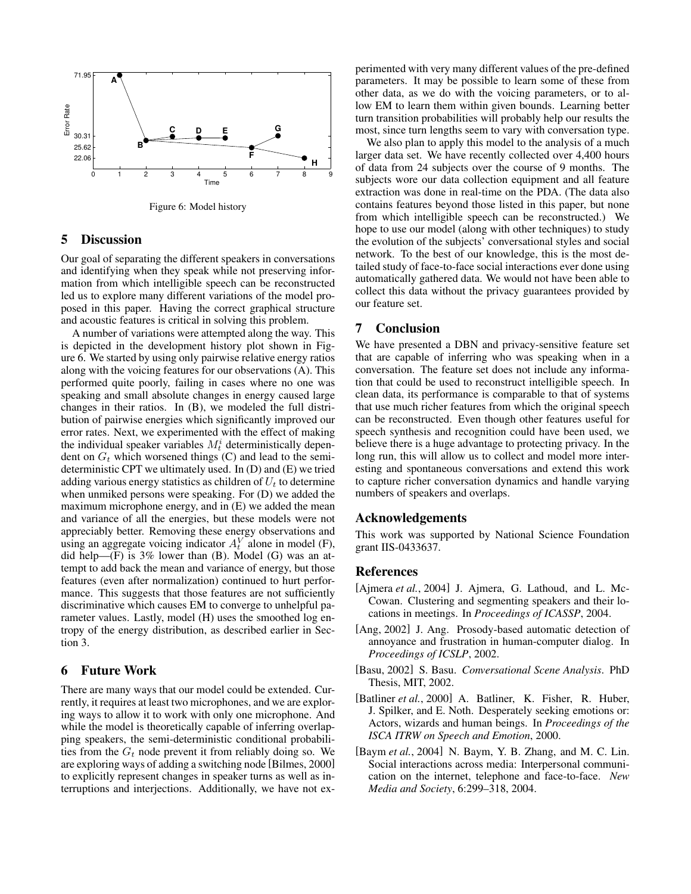Figure 6: Model history

## 5 Discussion

Our goal of separating the different speakers in conversations and identifying when they speak while not preserving information from which intelligible speech can be reconstructed led us to explore many different variations of the model proposed in this paper. Having the correct graphical structure and acoustic features is critical in solving this problem.

A number of variations were attempted along the way. This is depicted in the development history plot shown in Figure 6. We started by using only pairwise relative energy ratios along with the voicing features for our observations (A). This performed quite poorly, failing in cases where no one was speaking and small absolute changes in energy caused large changes in their ratios. In (B), we modeled the full distribution of pairwise energies which significantly improved our error rates. Next, we experimented with the effect of making the individual speaker variables $M_t^i$ deterministically dependent on $G_t$ which worsened things (C) and lead to the semi-deterministic CPT we ultimately used. In (D) and (E) we tried adding various energy statistics as children of $U_t$ to determine when unmiked persons were speaking. For (D) we added the maximum microphone energy, and in (E) we added the mean and variance of all the energies, but these models were not appreciably better. Removing these energy observations and using an aggregate voicing indicator $A_t^V$ alone in model (F), did help—(F) is 3% lower than (B). Model (G) was an attempt to add back the mean and variance of energy, but those features (even after normalization) continued to hurt performance. This suggests that those features are not sufficiently discriminative which causes EM to converge to unhelpful parameter values. Lastly, model (H) uses the smoothed log entropy of the energy distribution, as described earlier in Section 3.

## 6 Future Work

There are many ways that our model could be extended. Currently, it requires at least two microphones, and we are exploring ways to allow it to work with only one microphone. And while the model is theoretically capable of inferring overlapping speakers, the semi-deterministic conditional probabilities from the $G_t$ node prevent it from reliably doing so. We are exploring ways of adding a switching node [Bilmes, 2000] to explicitly represent changes in speaker turns as well as interruptions and interjections. Additionally, we have not experimented with very many different values of the pre-defined parameters. It may be possible to learn some of these from other data, as we do with the voicing parameters, or to allow EM to learn them within given bounds. Learning better turn transition probabilities will probably help our results the most, since turn lengths seem to vary with conversation type.

We also plan to apply this model to the analysis of a much larger data set. We have recently collected over 4,400 hours of data from 24 subjects over the course of 9 months. The subjects wore our data collection equipment and all feature extraction was done in real-time on the PDA. (The data also contains features beyond those listed in this paper, but none from which intelligible speech can be reconstructed.) We hope to use our model (along with other techniques) to study the evolution of the subjects' conversational styles and social network. To the best of our knowledge, this is the most detailed study of face-to-face social interactions ever done using automatically gathered data. We would not have been able to collect this data without the privacy guarantees provided by our feature set.

## 7 Conclusion

We have presented a DBN and privacy-sensitive feature set that are capable of inferring who was speaking when in a conversation. The feature set does not include any information that could be used to reconstruct intelligible speech. In clean data, its performance is comparable to that of systems that use much richer features from which the original speech can be reconstructed. Even though other features useful for speech synthesis and recognition could have been used, we believe there is a huge advantage to protecting privacy. In the long run, this will allow us to collect and model more interesting and spontaneous conversations and extend this work to capture richer conversation dynamics and handle varying numbers of speakers and overlaps.

## Acknowledgements

This work was supported by National Science Foundation grant IIS-0433637.

## References

[Ajmera *et al.*, 2004] J. Ajmera, G. Lathoud, and L. McCowan. Clustering and segmenting speakers and their locations in meetings. In *Proceedings of ICASSP*, 2004.

[Ang, 2002] J. Ang. Prosody-based automatic detection of annoyance and frustration in human-computer dialog. In *Proceedings of ICSLP*, 2002.

[Basu, 2002] S. Basu. *Conversational Scene Analysis*. PhD Thesis, MIT, 2002.

[Batliner *et al.*, 2000] A. Batliner, K. Fisher, R. Huber, J. Spilker, and E. Noth. Desperately seeking emotions or: Actors, wizards and human beings. In *Proceedings of the ISCA ITRW on Speech and Emotion*, 2000.

[Baym *et al.*, 2004] N. Baym, Y. B. Zhang, and M. C. Lin. Social interactions across media: Interpersonal communication on the internet, telephone and face-to-face. *New Media and Society*, 6:299–318, 2004.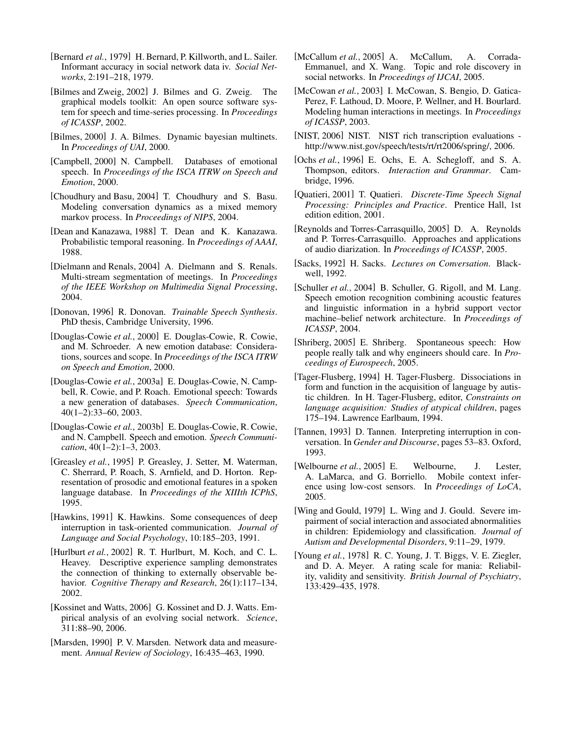[Bernard *et al.*, 1979] H. Bernard, P. Killworth, and L. Sailer. Informant accuracy in social network data iv. *Social Networks*, 2:191–218, 1979.

[Bilmes and Zweig, 2002] J. Bilmes and G. Zweig. The graphical models toolkit: An open source software system for speech and time-series processing. In *Proceedings of ICASSP*, 2002.

[Bilmes, 2000] J. A. Bilmes. Dynamic bayesian multinets. In *Proceedings of UAI*, 2000.

[Campbell, 2000] N. Campbell. Databases of emotional speech. In *Proceedings of the ISCA ITRW on Speech and Emotion*, 2000.

[Choudhury and Basu, 2004] T. Choudhury and S. Basu. Modeling conversation dynamics as a mixed memory markov process. In *Proceedings of NIPS*, 2004.

[Dean and Kanazawa, 1988] T. Dean and K. Kanazawa. Probabilistic temporal reasoning. In *Proceedings of AAAI*, 1988.

[Dielmann and Renals, 2004] A. Dielmann and S. Renals. Multi-stream segmentation of meetings. In *Proceedings of the IEEE Workshop on Multimedia Signal Processing*, 2004.

[Donovan, 1996] R. Donovan. *Trainable Speech Synthesis*. PhD thesis, Cambridge University, 1996.

[Douglas-Cowie *et al.*, 2000] E. Douglas-Cowie, R. Cowie, and M. Schroeder. A new emotion database: Considerations, sources and scope. In *Proceedings of the ISCA ITRW on Speech and Emotion*, 2000.

[Douglas-Cowie *et al.*, 2003a] E. Douglas-Cowie, N. Campbell, R. Cowie, and P. Roach. Emotional speech: Towards a new generation of databases. *Speech Communication*, 40(1–2):33–60, 2003.

[Douglas-Cowie *et al.*, 2003b] E. Douglas-Cowie, R. Cowie, and N. Campbell. Speech and emotion. *Speech Communication*, 40(1–2):1–3, 2003.

[Greasley *et al.*, 1995] P. Greasley, J. Setter, M. Waterman, C. Sherrard, P. Roach, S. Arnfield, and D. Horton. Representation of prosodic and emotional features in a spoken language database. In *Proceedings of the XIIIth ICPhS*, 1995.

[Hawkins, 1991] K. Hawkins. Some consequences of deep interruption in task-oriented communication. *Journal of Language and Social Psychology*, 10:185–203, 1991.

[Hurlburt *et al.*, 2002] R. T. Hurlburt, M. Koch, and C. L. Heavey. Descriptive experience sampling demonstrates the connection of thinking to externally observable behavior. *Cognitive Therapy and Research*, 26(1):117–134, 2002.

[Kossinet and Watts, 2006] G. Kossinet and D. J. Watts. Empirical analysis of an evolving social network. *Science*, 311:88–90, 2006.

[Marsden, 1990] P. V. Marsden. Network data and measurement. *Annual Review of Sociology*, 16:435–463, 1990.

[McCallum *et al.*, 2005] A. McCallum, A. Corrada-Emmanuel, and X. Wang. Topic and role discovery in social networks. In *Proceedings of IJCAI*, 2005.

[McCowan *et al.*, 2003] I. McCowan, S. Bengio, D. Gatica-Perez, F. Lathoud, D. Moore, P. Wellner, and H. Bourlard. Modeling human interactions in meetings. In *Proceedings of ICASSP*, 2003.

[NIST, 2006] NIST. NIST rich transcription evaluations - http://www.nist.gov/speech/tests/rt/rt2006/spring/, 2006.

[Ochs *et al.*, 1996] E. Ochs, E. A. Schegloff, and S. A. Thompson, editors. *Interaction and Grammar*. Cambridge, 1996.

[Quatieri, 2001] T. Quatieri. *Discrete-Time Speech Signal Processing: Principles and Practice*. Prentice Hall, 1st edition edition, 2001.

[Reynolds and Torres-Carrasquillo, 2005] D. A. Reynolds and P. Torres-Carrasquillo. Approaches and applications of audio diarization. In *Proceedings of ICASSP*, 2005.

[Sacks, 1992] H. Sacks. *Lectures on Conversation*. Blackwell, 1992.

[Schuller *et al.*, 2004] B. Schuller, G. Rigoll, and M. Lang. Speech emotion recognition combining acoustic features and linguistic information in a hybrid support vector machine–belief network architecture. In *Proceedings of ICASSP*, 2004.

[Shriberg, 2005] E. Shriberg. Spontaneous speech: How people really talk and why engineers should care. In *Proceedings of Eurospeech*, 2005.

[Tager-Flusberg, 1994] H. Tager-Flusberg. Dissociations in form and function in the acquisition of language by autistic children. In H. Tager-Flusberg, editor, *Constraints on language acquisition: Studies of atypical children*, pages 175–194. Lawrence Earlbaum, 1994.

[Tannen, 1993] D. Tannen. Interpreting interruption in conversation. In *Gender and Discourse*, pages 53–83. Oxford, 1993.

[Welbourne *et al.*, 2005] E. Welbourne, J. Lester, A. LaMarca, and G. Borriello. Mobile context inference using low-cost sensors. In *Proceedings of LoCA*, 2005.

[Wing and Gould, 1979] L. Wing and J. Gould. Severe impairment of social interaction and associated abnormalities in children: Epidemiology and classification. *Journal of Autism and Developmental Disorders*, 9:11–29, 1979.

[Young *et al.*, 1978] R. C. Young, J. T. Biggs, V. E. Ziegler, and D. A. Meyer. A rating scale for mania: Reliability, validity and sensitivity. *British Journal of Psychiatry*, 133:429–435, 1978.